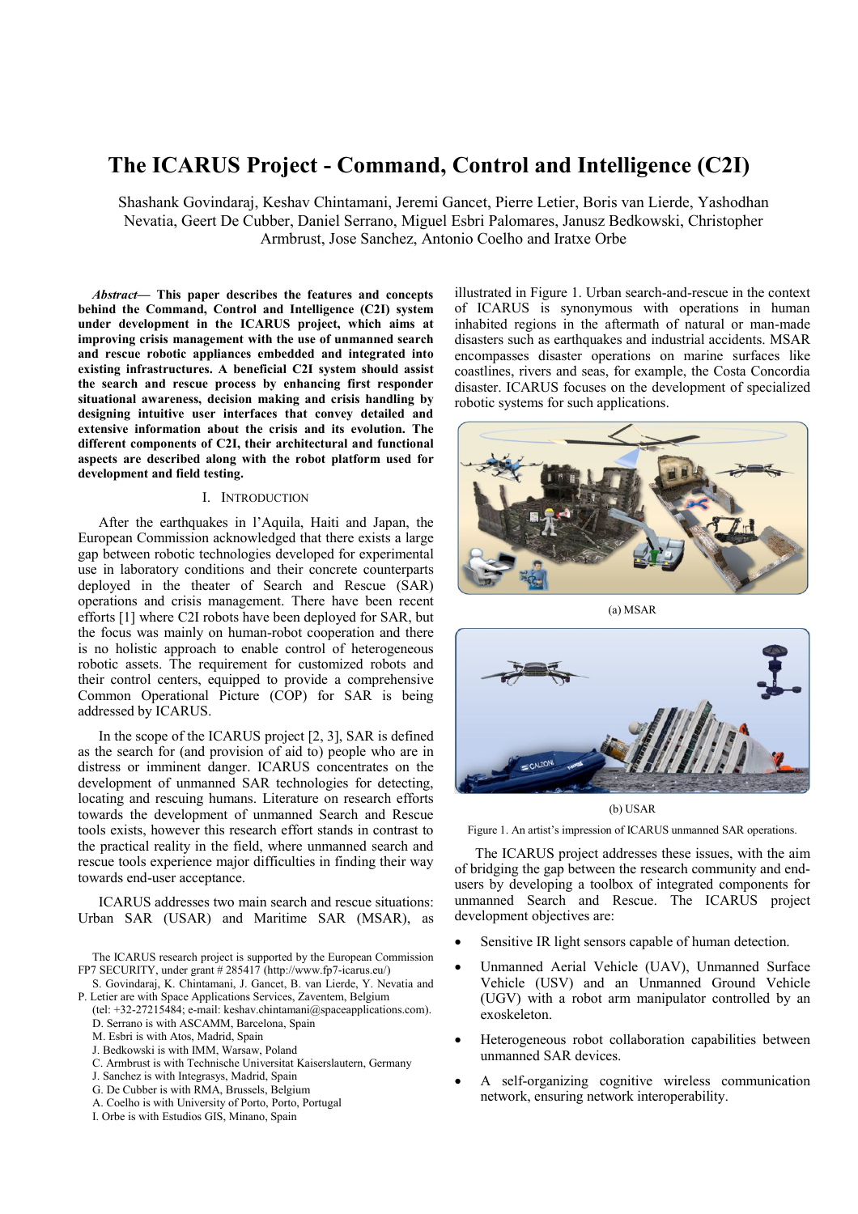// Illustrative only: this output presents only the page's text. The page has no detected images, so it includes captions but no figures.
# The ICARUS Project - Command, Control and Intelligence (C2I)

Shashank Govindaraj, Keshav Chintamani, Jeremi Gancet, Pierre Letier, Boris van Lierde, Yashodhan Nevatia, Geert De Cubber, Daniel Serrano, Miguel Esbri Palomares, Janusz Bedkowski, Christopher Armbrust, Jose Sanchez, Antonio Coelho and Iratxe Orbe

***Abstract*— This paper describes the features and concepts behind the Command, Control and Intelligence (C2I) system under development in the ICARUS project, which aims at improving crisis management with the use of unmanned search and rescue robotic appliances embedded and integrated into existing infrastructures. A beneficial C2I system should assist the search and rescue process by enhancing first responder situational awareness, decision making and crisis handling by designing intuitive user interfaces that convey detailed and extensive information about the crisis and its evolution. The different components of C2I, their architectural and functional aspects are described along with the robot platform used for development and field testing.**

## I. Introduction

After the earthquakes in l'Aquila, Haiti and Japan, the European Commission acknowledged that there exists a large gap between robotic technologies developed for experimental use in laboratory conditions and their concrete counterparts deployed in the theater of Search and Rescue (SAR) operations and crisis management. There have been recent efforts [1] where C2I robots have been deployed for SAR, but the focus was mainly on human-robot cooperation and there is no holistic approach to enable control of heterogeneous robotic assets. The requirement for customized robots and their control centers, equipped to provide a comprehensive Common Operational Picture (COP) for SAR is being addressed by ICARUS.

In the scope of the ICARUS project [2, 3], SAR is defined as the search for (and provision of aid to) people who are in distress or imminent danger. ICARUS concentrates on the development of unmanned SAR technologies for detecting, locating and rescuing humans. Literature on research efforts towards the development of unmanned Search and Rescue tools exists, however this research effort stands in contrast to the practical reality in the field, where unmanned search and rescue tools experience major difficulties in finding their way towards end-user acceptance.

ICARUS addresses two main search and rescue situations: Urban SAR (USAR) and Maritime SAR (MSAR), as illustrated in Figure 1. Urban search-and-rescue in the context of ICARUS is synonymous with operations in human inhabited regions in the aftermath of natural or man-made disasters such as earthquakes and industrial accidents. MSAR encompasses disaster operations on marine surfaces like coastlines, rivers and seas, for example, the Costa Concordia disaster. ICARUS focuses on the development of specialized robotic systems for such applications.

(a) MSAR

(b) USAR

Figure 1. An artist's impression of ICARUS unmanned SAR operations.

The ICARUS project addresses these issues, with the aim of bridging the gap between the research community and end-users by developing a toolbox of integrated components for unmanned Search and Rescue. The ICARUS project development objectives are:

- Sensitive IR light sensors capable of human detection.
- Unmanned Aerial Vehicle (UAV), Unmanned Surface Vehicle (USV) and an Unmanned Ground Vehicle (UGV) with a robot arm manipulator controlled by an exoskeleton.
- Heterogeneous robot collaboration capabilities between unmanned SAR devices.
- A self-organizing cognitive wireless communication network, ensuring network interoperability.

---

The ICARUS research project is supported by the European Commission FP7 SECURITY, under grant # 285417 (http://www.fp7-icarus.eu/)

S. Govindaraj, K. Chintamani, J. Gancet, B. van Lierde, Y. Nevatia and P. Letier are with Space Applications Services, Zaventem, Belgium (tel: +32-27215484; e-mail: keshav.chintamani@spaceapplications.com).

D. Serrano is with ASCAMM, Barcelona, Spain

M. Esbri is with Atos, Madrid, Spain

J. Bedkowski is with IMM, Warsaw, Poland

C. Armbrust is with Technische Universitat Kaiserslautern, Germany

J. Sanchez is with Integrasys, Madrid, Spain

G. De Cubber is with RMA, Brussels, Belgium

A. Coelho is with University of Porto, Porto, Portugal

I. Orbe is with Estudios GIS, Minano, Spain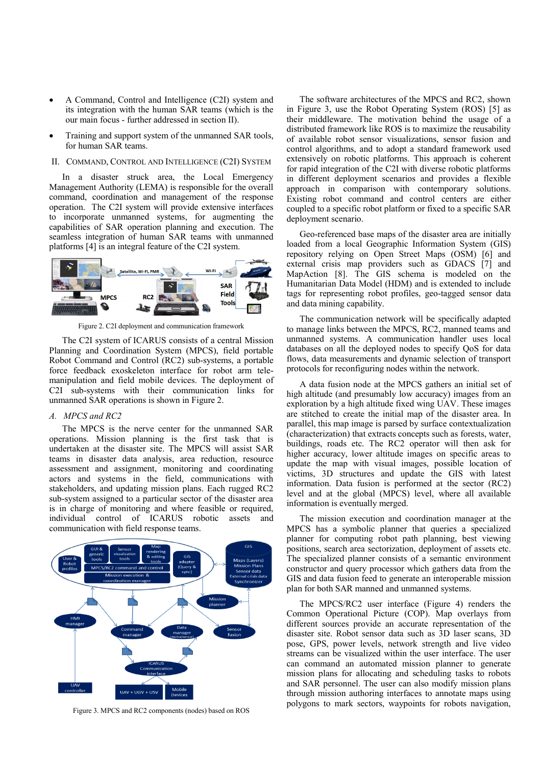- A Command, Control and Intelligence (C2I) system and its integration with the human SAR teams (which is the our main focus - further addressed in section II).
- Training and support system of the unmanned SAR tools, for human SAR teams.

## II. Command, Control and Intelligence (C2I) System

In a disaster struck area, the Local Emergency Management Authority (LEMA) is responsible for the overall command, coordination and management of the response operation. The C2I system will provide extensive interfaces to incorporate unmanned systems, for augmenting the capabilities of SAR operation planning and execution. The seamless integration of human SAR teams with unmanned platforms [4] is an integral feature of the C2I system.

Figure 2. C2I deployment and communication framework

The C2I system of ICARUS consists of a central Mission Planning and Coordination System (MPCS), field portable Robot Command and Control (RC2) sub-systems, a portable force feedback exoskeleton interface for robot arm tele-manipulation and field mobile devices. The deployment of C2I sub-systems with their communication links for unmanned SAR operations is shown in Figure 2.

### *A. MPCS and RC2*

The MPCS is the nerve center for the unmanned SAR operations. Mission planning is the first task that is undertaken at the disaster site. The MPCS will assist SAR teams in disaster data analysis, area reduction, resource assessment and assignment, monitoring and coordinating actors and systems in the field, communications with stakeholders, and updating mission plans. Each rugged RC2 sub-system assigned to a particular sector of the disaster area is in charge of monitoring and where feasible or required, individual control of ICARUS robotic assets and communication with field response teams.

Figure 3. MPCS and RC2 components (nodes) based on ROS

The software architectures of the MPCS and RC2, shown in Figure 3, use the Robot Operating System (ROS) [5] as their middleware. The motivation behind the usage of a distributed framework like ROS is to maximize the reusability of available robot sensor visualizations, sensor fusion and control algorithms, and to adopt a standard framework used extensively on robotic platforms. This approach is coherent for rapid integration of the C2I with diverse robotic platforms in different deployment scenarios and provides a flexible approach in comparison with contemporary solutions. Existing robot command and control centers are either coupled to a specific robot platform or fixed to a specific SAR deployment scenario.

Geo-referenced base maps of the disaster area are initially loaded from a local Geographic Information System (GIS) repository relying on Open Street Maps (OSM) [6] and external crisis map providers such as GDACS [7] and MapAction [8]. The GIS schema is modeled on the Humanitarian Data Model (HDM) and is extended to include tags for representing robot profiles, geo-tagged sensor data and data mining capability.

The communication network will be specifically adapted to manage links between the MPCS, RC2, manned teams and unmanned systems. A communication handler uses local databases on all the deployed nodes to specify QoS for data flows, data measurements and dynamic selection of transport protocols for reconfiguring nodes within the network.

A data fusion node at the MPCS gathers an initial set of high altitude (and presumably low accuracy) images from an exploration by a high altitude fixed wing UAV. These images are stitched to create the initial map of the disaster area. In parallel, this map image is parsed by surface contextualization (characterization) that extracts concepts such as forests, water, buildings, roads etc. The RC2 operator will then ask for higher accuracy, lower altitude images on specific areas to update the map with visual images, possible location of victims, 3D structures and update the GIS with latest information. Data fusion is performed at the sector (RC2) level and at the global (MPCS) level, where all available information is eventually merged.

The mission execution and coordination manager at the MPCS has a symbolic planner that queries a specialized planner for computing robot path planning, best viewing positions, search area sectorization, deployment of assets etc. The specialized planner consists of a semantic environment constructor and query processor which gathers data from the GIS and data fusion feed to generate an interoperable mission plan for both SAR manned and unmanned systems.

The MPCS/RC2 user interface (Figure 4) renders the Common Operational Picture (COP). Map overlays from different sources provide an accurate representation of the disaster site. Robot sensor data such as 3D laser scans, 3D pose, GPS, power levels, network strength and live video streams can be visualized within the user interface. The user can command an automated mission planner to generate mission plans for allocating and scheduling tasks to robots and SAR personnel. The user can also modify mission plans through mission authoring interfaces to annotate maps using polygons to mark sectors, waypoints for robots navigation,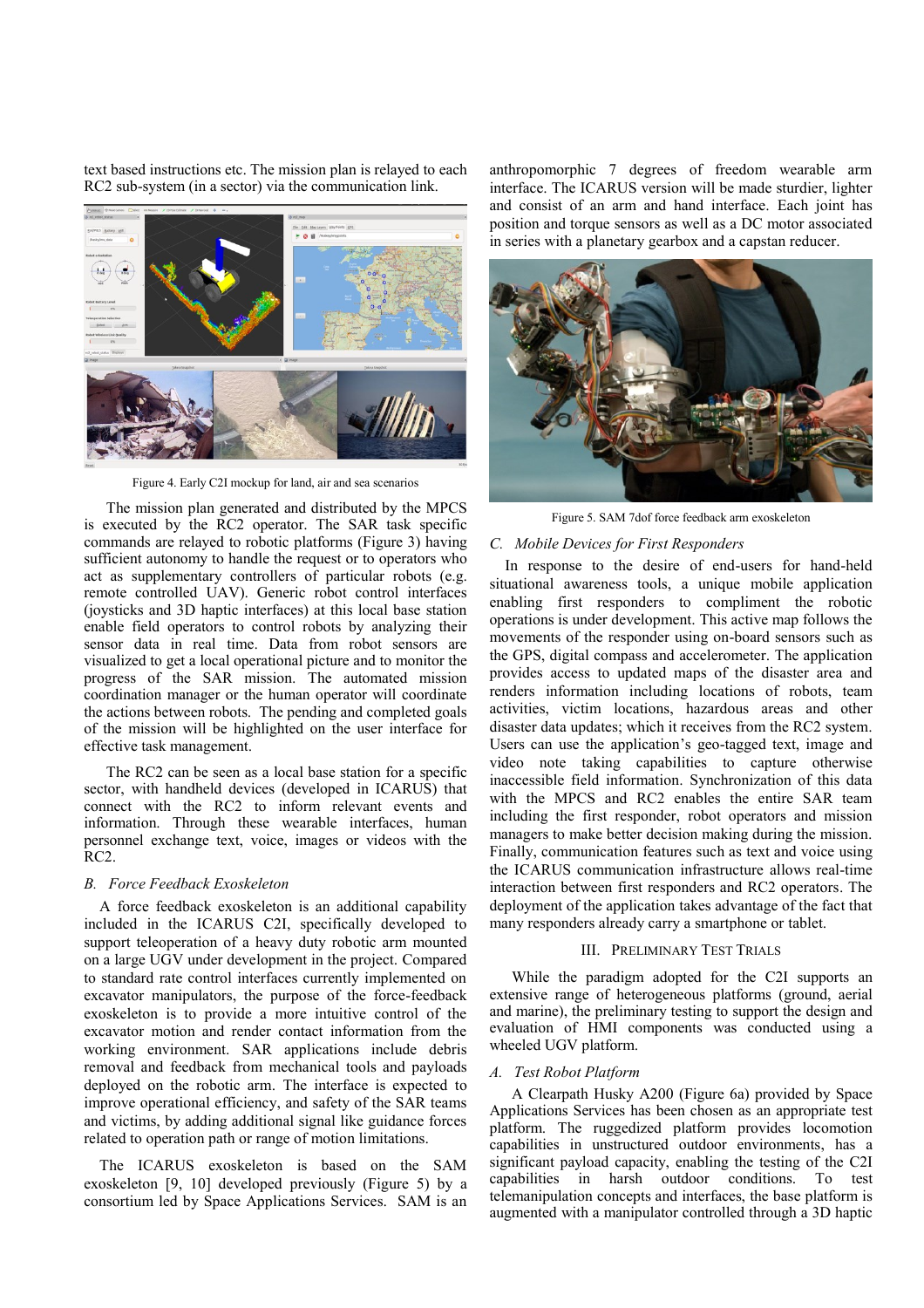text based instructions etc. The mission plan is relayed to each RC2 sub-system (in a sector) via the communication link.

Figure 4. Early C2I mockup for land, air and sea scenarios

The mission plan generated and distributed by the MPCS is executed by the RC2 operator. The SAR task specific commands are relayed to robotic platforms (Figure 3) having sufficient autonomy to handle the request or to operators who act as supplementary controllers of particular robots (e.g. remote controlled UAV). Generic robot control interfaces (joysticks and 3D haptic interfaces) at this local base station enable field operators to control robots by analyzing their sensor data in real time. Data from robot sensors are visualized to get a local operational picture and to monitor the progress of the SAR mission. The automated mission coordination manager or the human operator will coordinate the actions between robots. The pending and completed goals of the mission will be highlighted on the user interface for effective task management.

The RC2 can be seen as a local base station for a specific sector, with handheld devices (developed in ICARUS) that connect with the RC2 to inform relevant events and information. Through these wearable interfaces, human personnel exchange text, voice, images or videos with the RC2.

### *B. Force Feedback Exoskeleton*

A force feedback exoskeleton is an additional capability included in the ICARUS C2I, specifically developed to support teleoperation of a heavy duty robotic arm mounted on a large UGV under development in the project. Compared to standard rate control interfaces currently implemented on excavator manipulators, the purpose of the force-feedback exoskeleton is to provide a more intuitive control of the excavator motion and render contact information from the working environment. SAR applications include debris removal and feedback from mechanical tools and payloads deployed on the robotic arm. The interface is expected to improve operational efficiency, and safety of the SAR teams and victims, by adding additional signal like guidance forces related to operation path or range of motion limitations.

The ICARUS exoskeleton is based on the SAM exoskeleton [9, 10] developed previously (Figure 5) by a consortium led by Space Applications Services. SAM is an anthropomorphic 7 degrees of freedom wearable arm interface. The ICARUS version will be made sturdier, lighter and consist of an arm and hand interface. Each joint has position and torque sensors as well as a DC motor associated in series with a planetary gearbox and a capstan reducer.

Figure 5. SAM 7dof force feedback arm exoskeleton

### *C. Mobile Devices for First Responders*

In response to the desire of end-users for hand-held situational awareness tools, a unique mobile application enabling first responders to compliment the robotic operations is under development. This active map follows the movements of the responder using on-board sensors such as the GPS, digital compass and accelerometer. The application provides access to updated maps of the disaster area and renders information including locations of robots, team activities, victim locations, hazardous areas and other disaster data updates; which it receives from the RC2 system. Users can use the application's geo-tagged text, image and video note taking capabilities to capture otherwise inaccessible field information. Synchronization of this data with the MPCS and RC2 enables the entire SAR team including the first responder, robot operators and mission managers to make better decision making during the mission. Finally, communication features such as text and voice using the ICARUS communication infrastructure allows real-time interaction between first responders and RC2 operators. The deployment of the application takes advantage of the fact that many responders already carry a smartphone or tablet.

## III. Preliminary Test Trials

While the paradigm adopted for the C2I supports an extensive range of heterogeneous platforms (ground, aerial and marine), the preliminary testing to support the design and evaluation of HMI components was conducted using a wheeled UGV platform.

### *A. Test Robot Platform*

A Clearpath Husky A200 (Figure 6a) provided by Space Applications Services has been chosen as an appropriate test platform. The ruggedized platform provides locomotion capabilities in unstructured outdoor environments, has a significant payload capacity, enabling the testing of the C2I capabilities in harsh outdoor conditions. To test telemanipulation concepts and interfaces, the base platform is augmented with a manipulator controlled through a 3D haptic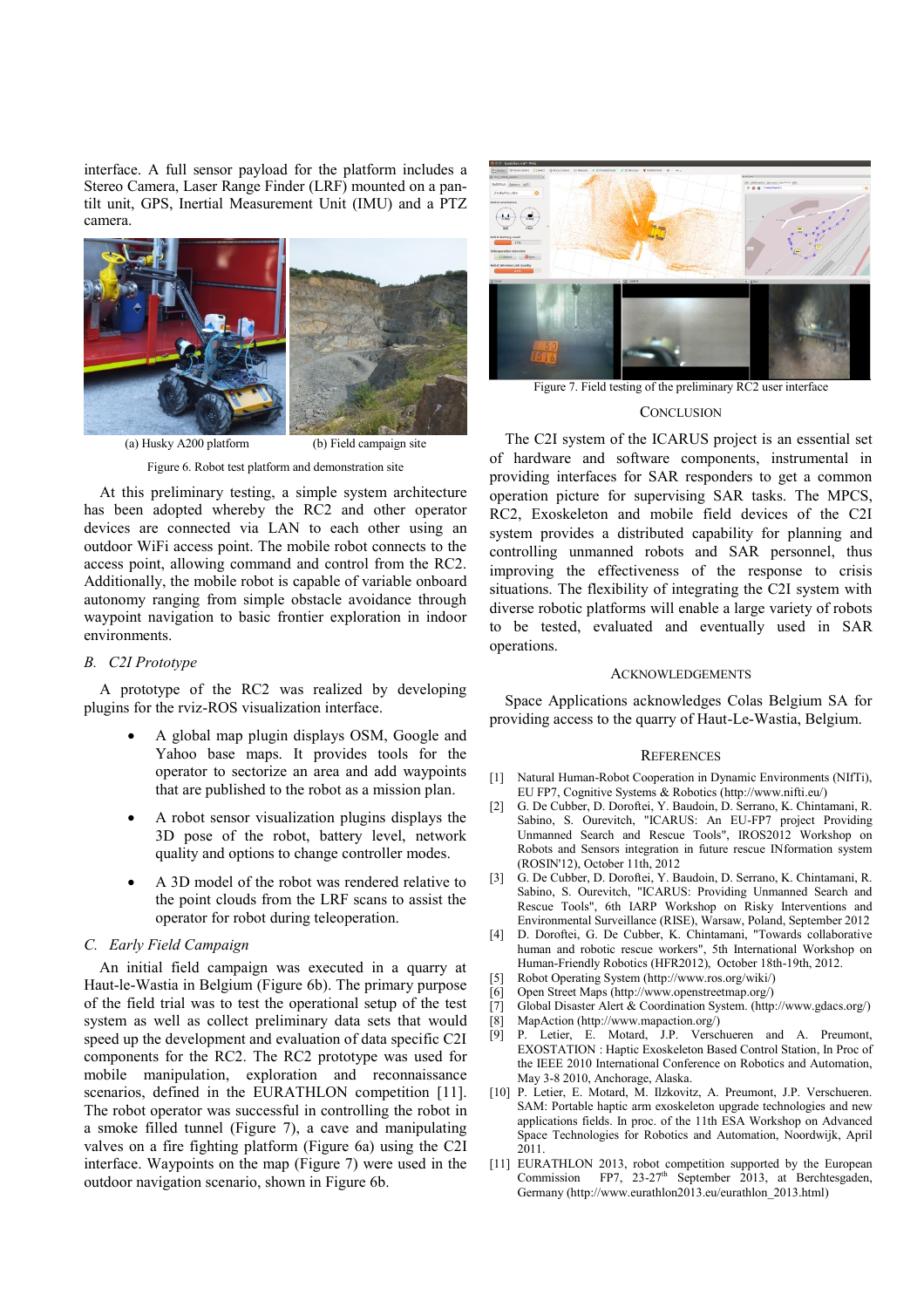interface. A full sensor payload for the platform includes a Stereo Camera, Laser Range Finder (LRF) mounted on a pan-tilt unit, GPS, Inertial Measurement Unit (IMU) and a PTZ camera.

(a) Husky A200 platform

(b) Field campaign site

Figure 6. Robot test platform and demonstration site

At this preliminary testing, a simple system architecture has been adopted whereby the RC2 and other operator devices are connected via LAN to each other using an outdoor WiFi access point. The mobile robot connects to the access point, allowing command and control from the RC2. Additionally, the mobile robot is capable of variable onboard autonomy ranging from simple obstacle avoidance through waypoint navigation to basic frontier exploration in indoor environments.

### B. C2I Prototype

A prototype of the RC2 was realized by developing plugins for the rviz-ROS visualization interface.

- A global map plugin displays OSM, Google and Yahoo base maps. It provides tools for the operator to sectorize an area and add waypoints that are published to the robot as a mission plan.
- A robot sensor visualization plugins displays the 3D pose of the robot, battery level, network quality and options to change controller modes.
- A 3D model of the robot was rendered relative to the point clouds from the LRF scans to assist the operator for robot during teleoperation.

### C. Early Field Campaign

An initial field campaign was executed in a quarry at Haut-le-Wastia in Belgium (Figure 6b). The primary purpose of the field trial was to test the operational setup of the test system as well as collect preliminary data sets that would speed up the development and evaluation of data specific C2I components for the RC2. The RC2 prototype was used for mobile manipulation, exploration and reconnaissance scenarios, defined in the EURATHLON competition [11]. The robot operator was successful in controlling the robot in a smoke filled tunnel (Figure 7), a cave and manipulating valves on a fire fighting platform (Figure 6a) using the C2I interface. Waypoints on the map (Figure 7) were used in the outdoor navigation scenario, shown in Figure 6b.

Figure 7. Field testing of the preliminary RC2 user interface

## Conclusion

The C2I system of the ICARUS project is an essential set of hardware and software components, instrumental in providing interfaces for SAR responders to get a common operation picture for supervising SAR tasks. The MPCS, RC2, Exoskeleton and mobile field devices of the C2I system provides a distributed capability for planning and controlling unmanned robots and SAR personnel, thus improving the effectiveness of the response to crisis situations. The flexibility of integrating the C2I system with diverse robotic platforms will enable a large variety of robots to be tested, evaluated and eventually used in SAR operations.

## Acknowledgements

Space Applications acknowledges Colas Belgium SA for providing access to the quarry of Haut-Le-Wastia, Belgium.

## References

[1] Natural Human-Robot Cooperation in Dynamic Environments (NIfTi), EU FP7, Cognitive Systems & Robotics (http://www.nifti.eu/)

[2] G. De Cubber, D. Doroftei, Y. Baudoin, D. Serrano, K. Chintamani, R. Sabino, S. Ourevitch, "ICARUS: An EU-FP7 project Providing Unmanned Search and Rescue Tools", IROS2012 Workshop on Robots and Sensors integration in future rescue INformation system (ROSIN'12), October 11th, 2012

[3] G. De Cubber, D. Doroftei, Y. Baudoin, D. Serrano, K. Chintamani, R. Sabino, S. Ourevitch, "ICARUS: Providing Unmanned Search and Rescue Tools", 6th IARP Workshop on Risky Interventions and Environmental Surveillance (RISE), Warsaw, Poland, September 2012

[4] D. Doroftei, G. De Cubber, K. Chintamani, "Towards collaborative human and robotic rescue workers", 5th International Workshop on Human-Friendly Robotics (HFR2012), October 18th-19th, 2012.

[5] Robot Operating System (http://www.ros.org/wiki/)

[6] Open Street Maps (http://www.openstreetmap.org/)

[7] Global Disaster Alert & Coordination System. (http://www.gdacs.org/)

[8] MapAction (http://www.mapaction.org/)

[9] P. Letier, E. Motard, J.P. Verschueren and A. Preumont, EXOSTATION : Haptic Exoskeleton Based Control Station, In Proc of the IEEE 2010 International Conference on Robotics and Automation, May 3-8 2010, Anchorage, Alaska.

[10] P. Letier, E. Motard, M. Ilzkovitz, A. Preumont, J.P. Verschueren. SAM: Portable haptic arm exoskeleton upgrade technologies and new applications fields. In proc. of the 11th ESA Workshop on Advanced Space Technologies for Robotics and Automation, Noordwijk, April 2011.

[11] EURATHLON 2013, robot competition supported by the European Commission FP7, 23-27th September 2013, at Berchtesgaden, Germany (http://www.eurathlon2013.eu/eurathlon_2013.html)